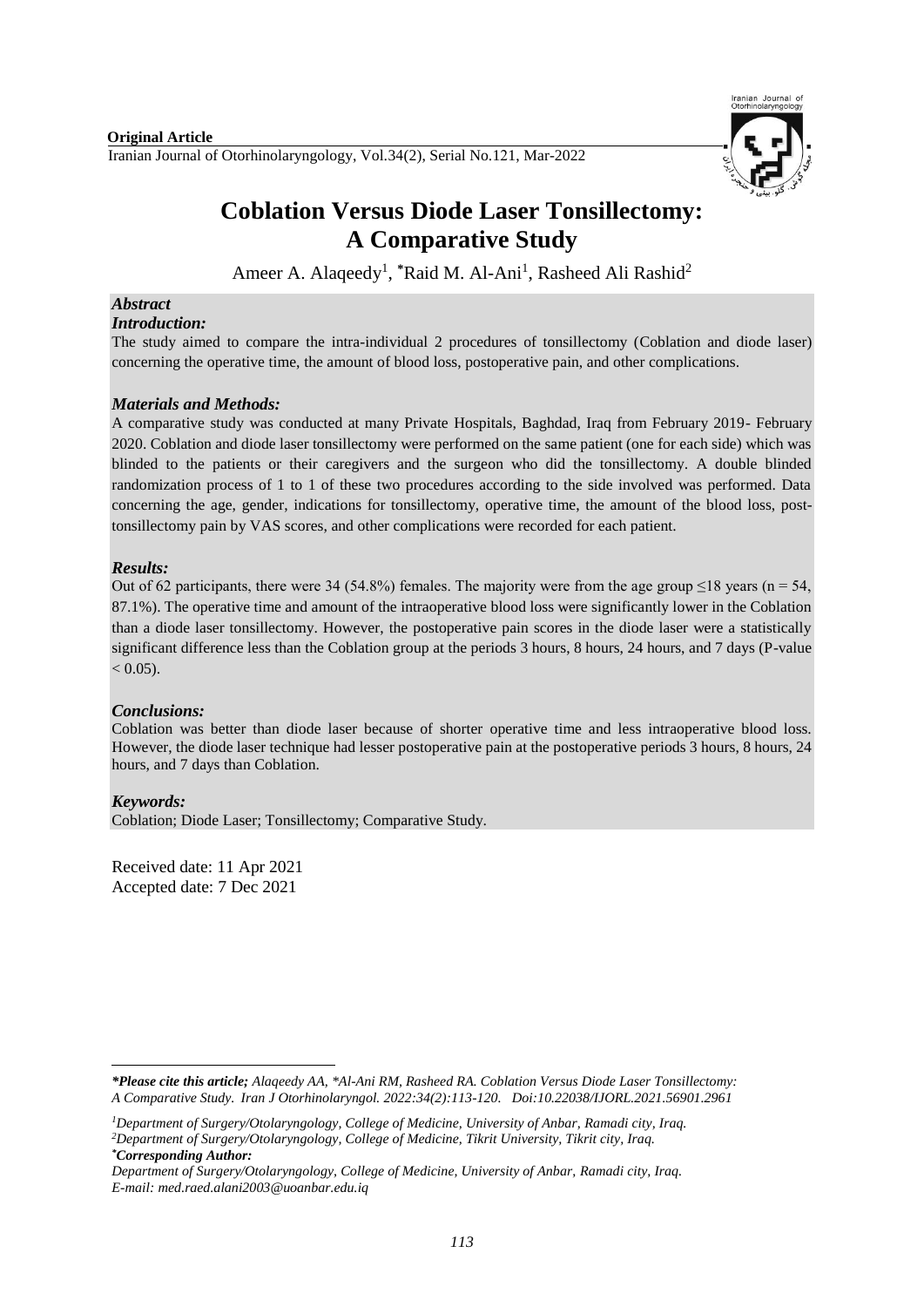**Original Article**

# Coblation Versus Diode Laser Tonsillectomy: A Comparative Study

Ameer A. Alaqeedy[1], *Raid M. Al-Ani[1], Rasheed Ali Rashid[2]

### *Abstract*

***Introduction:***

The study aimed to compare the intra-individual 2 procedures of tonsillectomy (Coblation and diode laser) concerning the operative time, the amount of blood loss, postoperative pain, and other complications.

***Materials and Methods:***

A comparative study was conducted at many Private Hospitals, Baghdad, Iraq from February 2019- February 2020. Coblation and diode laser tonsillectomy were performed on the same patient (one for each side) which was blinded to the patients or their caregivers and the surgeon who did the tonsillectomy. A double blinded randomization process of 1 to 1 of these two procedures according to the side involved was performed. Data concerning the age, gender, indications for tonsillectomy, operative time, the amount of the blood loss, post-tonsillectomy pain by VAS scores, and other complications were recorded for each patient.

***Results:***

Out of 62 participants, there were 34 (54.8%) females. The majority were from the age group ≤18 years (n = 54, 87.1%). The operative time and amount of the intraoperative blood loss were significantly lower in the Coblation than a diode laser tonsillectomy. However, the postoperative pain scores in the diode laser were a statistically significant difference less than the Coblation group at the periods 3 hours, 8 hours, 24 hours, and 7 days (P-value $< 0.05$).

***Conclusions:***

Coblation was better than diode laser because of shorter operative time and less intraoperative blood loss. However, the diode laser technique had lesser postoperative pain at the postoperative periods 3 hours, 8 hours, 24 hours, and 7 days than Coblation.

***Keywords:***

Coblation; Diode Laser; Tonsillectomy; Comparative Study.

Received date: 11 Apr 2021
Accepted date: 7 Dec 2021

***\*Please cite this article;*** *Alaqeedy AA, \*Al-Ani RM, Rasheed RA. Coblation Versus Diode Laser Tonsillectomy: A Comparative Study. Iran J Otorhinolaryngol. 2022:34(2):113-120. Doi:10.22038/IJORL.2021.56901.2961*

[1]*Department of Surgery/Otolaryngology, College of Medicine, University of Anbar, Ramadi city, Iraq.*
[2]*Department of Surgery/Otolaryngology, College of Medicine, Tikrit University, Tikrit city, Iraq.*
****Corresponding Author:***
*Department of Surgery/Otolaryngology, College of Medicine, University of Anbar, Ramadi city, Iraq.*
*E-mail: med.raed.alani2003@uoanbar.edu.iq*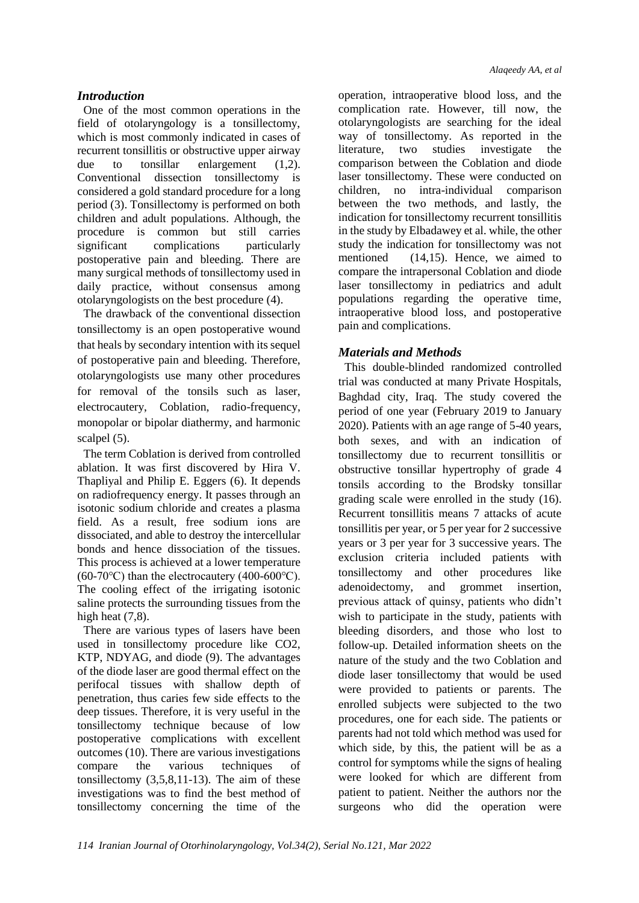## *Introduction*

One of the most common operations in the field of otolaryngology is a tonsillectomy, which is most commonly indicated in cases of recurrent tonsillitis or obstructive upper airway due to tonsillar enlargement (1,2). Conventional dissection tonsillectomy is considered a gold standard procedure for a long period (3). Tonsillectomy is performed on both children and adult populations. Although, the procedure is common but still carries significant complications particularly postoperative pain and bleeding. There are many surgical methods of tonsillectomy used in daily practice, without consensus among otolaryngologists on the best procedure (4).

The drawback of the conventional dissection tonsillectomy is an open postoperative wound that heals by secondary intention with its sequel of postoperative pain and bleeding. Therefore, otolaryngologists use many other procedures for removal of the tonsils such as laser, electrocautery, Coblation, radio-frequency, monopolar or bipolar diathermy, and harmonic scalpel (5).

The term Coblation is derived from controlled ablation. It was first discovered by Hira V. Thapliyal and Philip E. Eggers (6). It depends on radiofrequency energy. It passes through an isotonic sodium chloride and creates a plasma field. As a result, free sodium ions are dissociated, and able to destroy the intercellular bonds and hence dissociation of the tissues. This process is achieved at a lower temperature (60-70°C) than the electrocautery (400-600°C). The cooling effect of the irrigating isotonic saline protects the surrounding tissues from the high heat (7,8).

There are various types of lasers have been used in tonsillectomy procedure like CO2, KTP, NDYAG, and diode (9). The advantages of the diode laser are good thermal effect on the perifocal tissues with shallow depth of penetration, thus caries few side effects to the deep tissues. Therefore, it is very useful in the tonsillectomy technique because of low postoperative complications with excellent outcomes (10). There are various investigations compare the various techniques of tonsillectomy (3,5,8,11-13). The aim of these investigations was to find the best method of tonsillectomy concerning the time of the operation, intraoperative blood loss, and the complication rate. However, till now, the otolaryngologists are searching for the ideal way of tonsillectomy. As reported in the literature, two studies investigate the comparison between the Coblation and diode laser tonsillectomy. These were conducted on children, no intra-individual comparison between the two methods, and lastly, the indication for tonsillectomy recurrent tonsillitis in the study by Elbadawey et al. while, the other study the indication for tonsillectomy was not mentioned (14,15). Hence, we aimed to compare the intrapersonal Coblation and diode laser tonsillectomy in pediatrics and adult populations regarding the operative time, intraoperative blood loss, and postoperative pain and complications.

## *Materials and Methods*

This double-blinded randomized controlled trial was conducted at many Private Hospitals, Baghdad city, Iraq. The study covered the period of one year (February 2019 to January 2020). Patients with an age range of 5-40 years, both sexes, and with an indication of tonsillectomy due to recurrent tonsillitis or obstructive tonsillar hypertrophy of grade 4 tonsils according to the Brodsky tonsillar grading scale were enrolled in the study (16). Recurrent tonsillitis means 7 attacks of acute tonsillitis per year, or 5 per year for 2 successive years or 3 per year for 3 successive years. The exclusion criteria included patients with tonsillectomy and other procedures like adenoidectomy, and grommet insertion, previous attack of quinsy, patients who didn't wish to participate in the study, patients with bleeding disorders, and those who lost to follow-up. Detailed information sheets on the nature of the study and the two Coblation and diode laser tonsillectomy that would be used were provided to patients or parents. The enrolled subjects were subjected to the two procedures, one for each side. The patients or parents had not told which method was used for which side, by this, the patient will be as a control for symptoms while the signs of healing were looked for which are different from patient to patient. Neither the authors nor the surgeons who did the operation were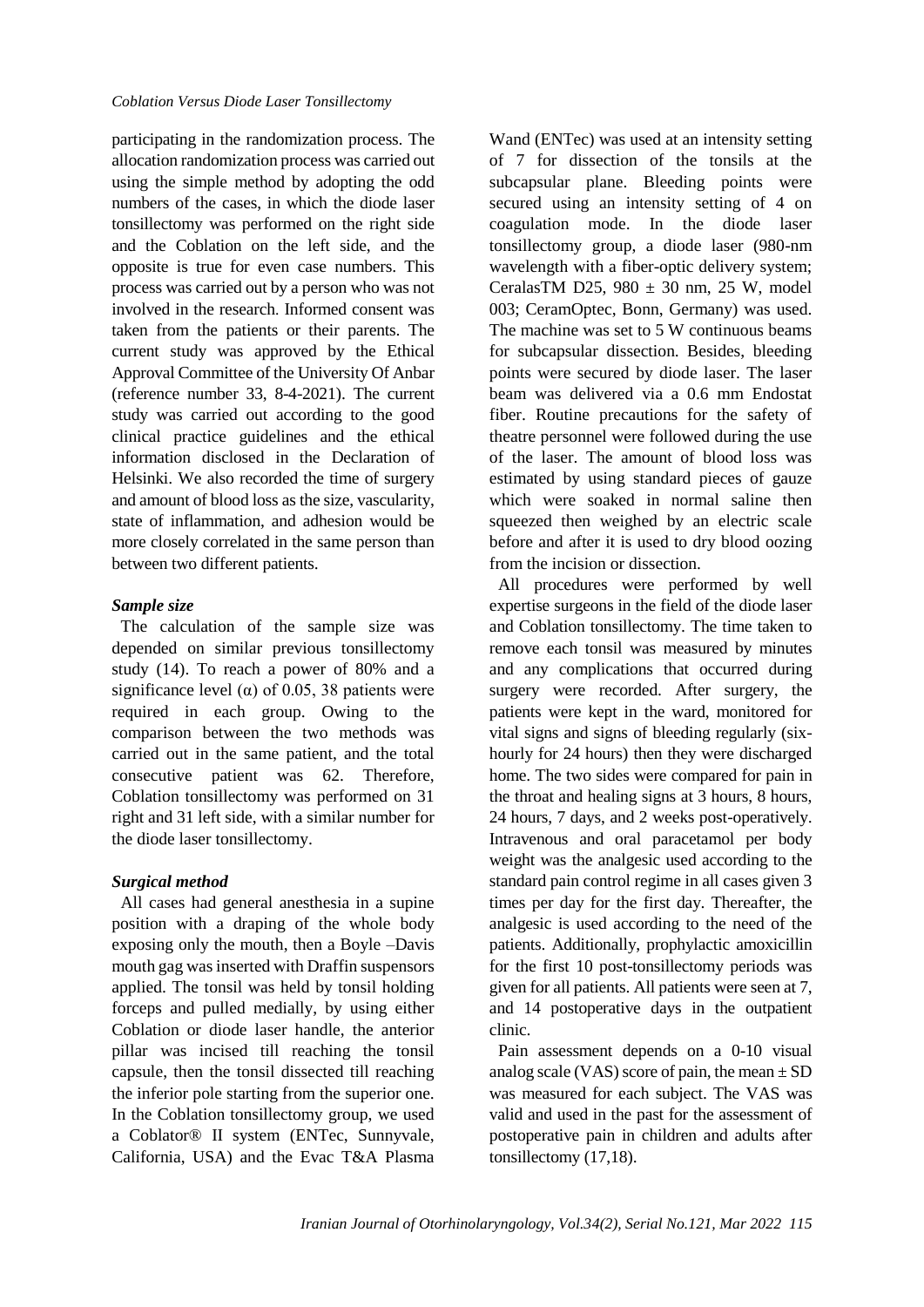participating in the randomization process. The allocation randomization process was carried out using the simple method by adopting the odd numbers of the cases, in which the diode laser tonsillectomy was performed on the right side and the Coblation on the left side, and the opposite is true for even case numbers. This process was carried out by a person who was not involved in the research. Informed consent was taken from the patients or their parents. The current study was approved by the Ethical Approval Committee of the University Of Anbar (reference number 33, 8-4-2021). The current study was carried out according to the good clinical practice guidelines and the ethical information disclosed in the Declaration of Helsinki. We also recorded the time of surgery and amount of blood loss as the size, vascularity, state of inflammation, and adhesion would be more closely correlated in the same person than between two different patients.

### *Sample size*

The calculation of the sample size was depended on similar previous tonsillectomy study (14). To reach a power of 80% and a significance level (α) of 0.05, 38 patients were required in each group. Owing to the comparison between the two methods was carried out in the same patient, and the total consecutive patient was 62. Therefore, Coblation tonsillectomy was performed on 31 right and 31 left side, with a similar number for the diode laser tonsillectomy.

### *Surgical method*

All cases had general anesthesia in a supine position with a draping of the whole body exposing only the mouth, then a Boyle –Davis mouth gag was inserted with Draffin suspensors applied. The tonsil was held by tonsil holding forceps and pulled medially, by using either Coblation or diode laser handle, the anterior pillar was incised till reaching the tonsil capsule, then the tonsil dissected till reaching the inferior pole starting from the superior one. In the Coblation tonsillectomy group, we used a Coblator® II system (ENTec, Sunnyvale, California, USA) and the Evac T&A Plasma Wand (ENTec) was used at an intensity setting of 7 for dissection of the tonsils at the subcapsular plane. Bleeding points were secured using an intensity setting of 4 on coagulation mode. In the diode laser tonsillectomy group, a diode laser (980-nm wavelength with a fiber-optic delivery system; CeralasTM D25, 980 ± 30 nm, 25 W, model 003; CeramOptec, Bonn, Germany) was used. The machine was set to 5 W continuous beams for subcapsular dissection. Besides, bleeding points were secured by diode laser. The laser beam was delivered via a 0.6 mm Endostat fiber. Routine precautions for the safety of theatre personnel were followed during the use of the laser. The amount of blood loss was estimated by using standard pieces of gauze which were soaked in normal saline then squeezed then weighed by an electric scale before and after it is used to dry blood oozing from the incision or dissection.

All procedures were performed by well expertise surgeons in the field of the diode laser and Coblation tonsillectomy. The time taken to remove each tonsil was measured by minutes and any complications that occurred during surgery were recorded. After surgery, the patients were kept in the ward, monitored for vital signs and signs of bleeding regularly (six-hourly for 24 hours) then they were discharged home. The two sides were compared for pain in the throat and healing signs at 3 hours, 8 hours, 24 hours, 7 days, and 2 weeks post-operatively. Intravenous and oral paracetamol per body weight was the analgesic used according to the standard pain control regime in all cases given 3 times per day for the first day. Thereafter, the analgesic is used according to the need of the patients. Additionally, prophylactic amoxicillin for the first 10 post-tonsillectomy periods was given for all patients. All patients were seen at 7, and 14 postoperative days in the outpatient clinic.

Pain assessment depends on a 0-10 visual analog scale (VAS) score of pain, the mean ± SD was measured for each subject. The VAS was valid and used in the past for the assessment of postoperative pain in children and adults after tonsillectomy (17,18).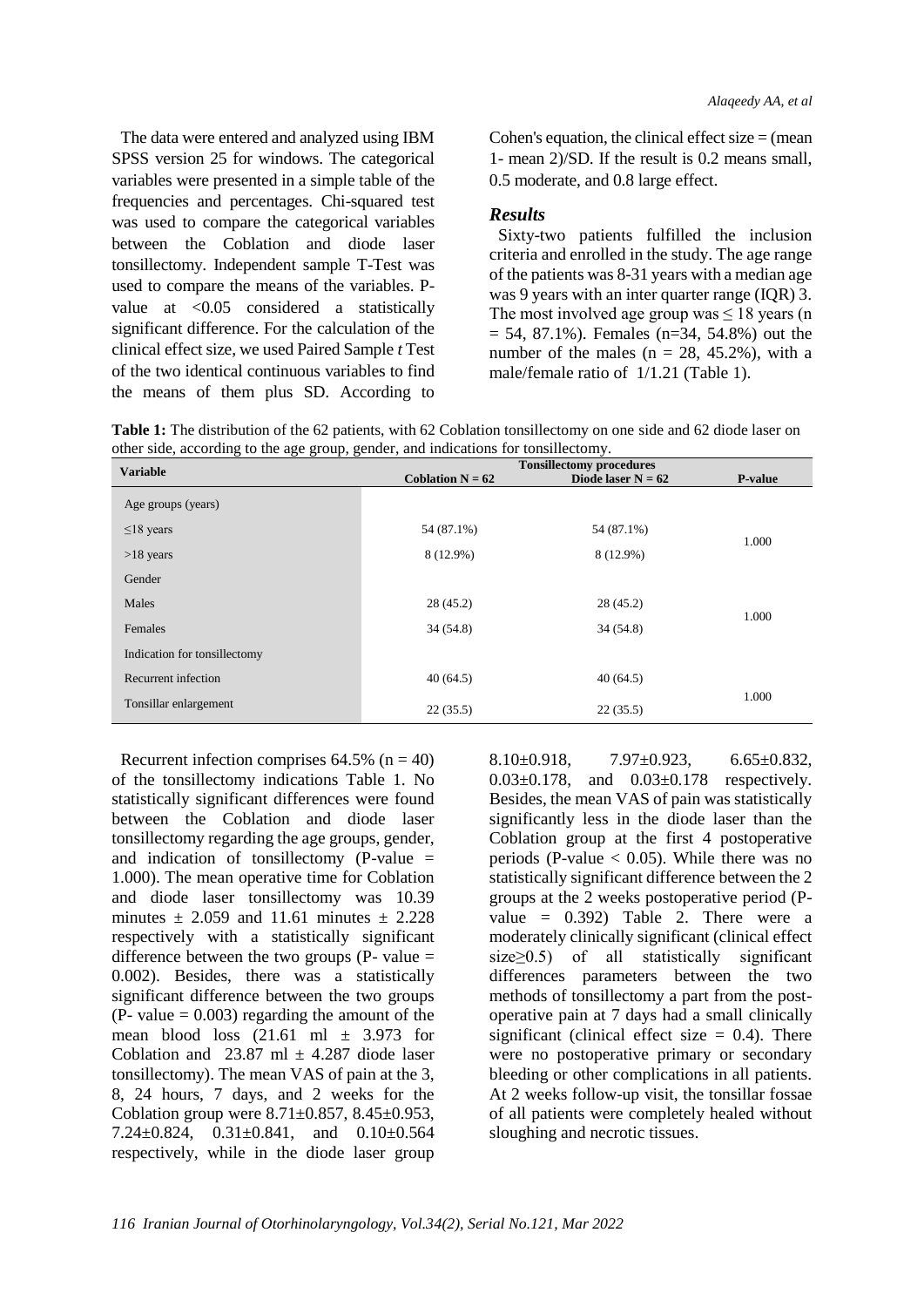The data were entered and analyzed using IBM SPSS version 25 for windows. The categorical variables were presented in a simple table of the frequencies and percentages. Chi-squared test was used to compare the categorical variables between the Coblation and diode laser tonsillectomy. Independent sample T-Test was used to compare the means of the variables. P-value at <0.05 considered a statistically significant difference. For the calculation of the clinical effect size, we used Paired Sample *t* Test of the two identical continuous variables to find the means of them plus SD. According to Cohen's equation, the clinical effect size = (mean 1- mean 2)/SD. If the result is 0.2 means small, 0.5 moderate, and 0.8 large effect.

### *Results*

Sixty-two patients fulfilled the inclusion criteria and enrolled in the study. The age range of the patients was 8-31 years with a median age was 9 years with an inter quarter range (IQR) 3. The most involved age group was ≤ 18 years (n = 54, 87.1%). Females (n=34, 54.8%) out the number of the males (n = 28, 45.2%), with a male/female ratio of 1/1.21 (Table 1).

**Table 1:** The distribution of the 62 patients, with 62 Coblation tonsillectomy on one side and 62 diode laser on other side, according to the age group, gender, and indications for tonsillectomy.

| Variable | Tonsillectomy procedures | | |
|---|---|---|---|
| | Coblation N = 62 | Diode laser N = 62 | P-value |
| Age groups (years) | | | |
| ≤18 years | 54 (87.1%) | 54 (87.1%) | 1.000 |
| >18 years | 8 (12.9%) | 8 (12.9%) | |
| Gender | | | |
| Males | 28 (45.2) | 28 (45.2) | 1.000 |
| Females | 34 (54.8) | 34 (54.8) | |
| Indication for tonsillectomy | | | |
| Recurrent infection | 40 (64.5) | 40 (64.5) | 1.000 |
| Tonsillar enlargement | 22 (35.5) | 22 (35.5) | |

Recurrent infection comprises 64.5% (n = 40) of the tonsillectomy indications Table 1. No statistically significant differences were found between the Coblation and diode laser tonsillectomy regarding the age groups, gender, and indication of tonsillectomy (P-value = 1.000). The mean operative time for Coblation and diode laser tonsillectomy was 10.39 minutes ± 2.059 and 11.61 minutes ± 2.228 respectively with a statistically significant difference between the two groups (P- value = 0.002). Besides, there was a statistically significant difference between the two groups (P- value = 0.003) regarding the amount of the mean blood loss (21.61 ml ± 3.973 for Coblation and 23.87 ml ± 4.287 diode laser tonsillectomy). The mean VAS of pain at the 3, 8, 24 hours, 7 days, and 2 weeks for the Coblation group were 8.71±0.857, 8.45±0.953, 7.24±0.824, 0.31±0.841, and 0.10±0.564 respectively, while in the diode laser group 8.10±0.918, 7.97±0.923, 6.65±0.832, 0.03±0.178, and 0.03±0.178 respectively. Besides, the mean VAS of pain was statistically significantly less in the diode laser than the Coblation group at the first 4 postoperative periods (P-value < 0.05). While there was no statistically significant difference between the 2 groups at the 2 weeks postoperative period (P-value = 0.392) Table 2. There were a moderately clinically significant (clinical effect size≥0.5) of all statistically significant differences parameters between the two methods of tonsillectomy a part from the post-operative pain at 7 days had a small clinically significant (clinical effect size = 0.4). There were no postoperative primary or secondary bleeding or other complications in all patients. At 2 weeks follow-up visit, the tonsillar fossae of all patients were completely healed without sloughing and necrotic tissues.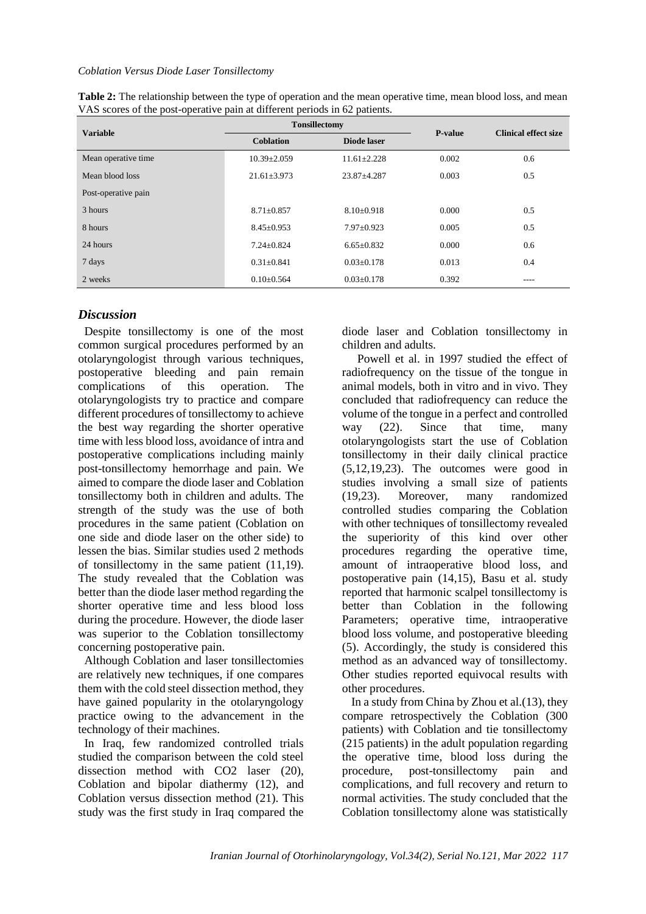**Table 2:** The relationship between the type of operation and the mean operative time, mean blood loss, and mean VAS scores of the post-operative pain at different periods in 62 patients.

| Variable | Tonsillectomy | | P-value | Clinical effect size |
|---|---|---|---|---|
| | Coblation | Diode laser | | |
| Mean operative time | 10.39±2.059 | 11.61±2.228 | 0.002 | 0.6 |
| Mean blood loss | 21.61±3.973 | 23.87±4.287 | 0.003 | 0.5 |
| Post-operative pain | | | | |
| 3 hours | 8.71±0.857 | 8.10±0.918 | 0.000 | 0.5 |
| 8 hours | 8.45±0.953 | 7.97±0.923 | 0.005 | 0.5 |
| 24 hours | 7.24±0.824 | 6.65±0.832 | 0.000 | 0.6 |
| 7 days | 0.31±0.841 | 0.03±0.178 | 0.013 | 0.4 |
| 2 weeks | 0.10±0.564 | 0.03±0.178 | 0.392 | ---- |

## *Discussion*

Despite tonsillectomy is one of the most common surgical procedures performed by an otolaryngologist through various techniques, postoperative bleeding and pain remain complications of this operation. The otolaryngologists try to practice and compare different procedures of tonsillectomy to achieve the best way regarding the shorter operative time with less blood loss, avoidance of intra and postoperative complications including mainly post-tonsillectomy hemorrhage and pain. We aimed to compare the diode laser and Coblation tonsillectomy both in children and adults. The strength of the study was the use of both procedures in the same patient (Coblation on one side and diode laser on the other side) to lessen the bias. Similar studies used 2 methods of tonsillectomy in the same patient (11,19). The study revealed that the Coblation was better than the diode laser method regarding the shorter operative time and less blood loss during the procedure. However, the diode laser was superior to the Coblation tonsillectomy concerning postoperative pain.

Although Coblation and laser tonsillectomies are relatively new techniques, if one compares them with the cold steel dissection method, they have gained popularity in the otolaryngology practice owing to the advancement in the technology of their machines.

In Iraq, few randomized controlled trials studied the comparison between the cold steel dissection method with CO2 laser (20), Coblation and bipolar diathermy (12), and Coblation versus dissection method (21). This study was the first study in Iraq compared the diode laser and Coblation tonsillectomy in children and adults.

Powell et al. in 1997 studied the effect of radiofrequency on the tissue of the tongue in animal models, both in vitro and in vivo. They concluded that radiofrequency can reduce the volume of the tongue in a perfect and controlled way (22). Since that time, many otolaryngologists start the use of Coblation tonsillectomy in their daily clinical practice (5,12,19,23). The outcomes were good in studies involving a small size of patients (19,23). Moreover, many randomized controlled studies comparing the Coblation with other techniques of tonsillectomy revealed the superiority of this kind over other procedures regarding the operative time, amount of intraoperative blood loss, and postoperative pain (14,15), Basu et al. study reported that harmonic scalpel tonsillectomy is better than Coblation in the following Parameters; operative time, intraoperative blood loss volume, and postoperative bleeding (5). Accordingly, the study is considered this method as an advanced way of tonsillectomy. Other studies reported equivocal results with other procedures.

In a study from China by Zhou et al.(13), they compare retrospectively the Coblation (300 patients) with Coblation and tie tonsillectomy (215 patients) in the adult population regarding the operative time, blood loss during the procedure, post-tonsillectomy pain and complications, and full recovery and return to normal activities. The study concluded that the Coblation tonsillectomy alone was statistically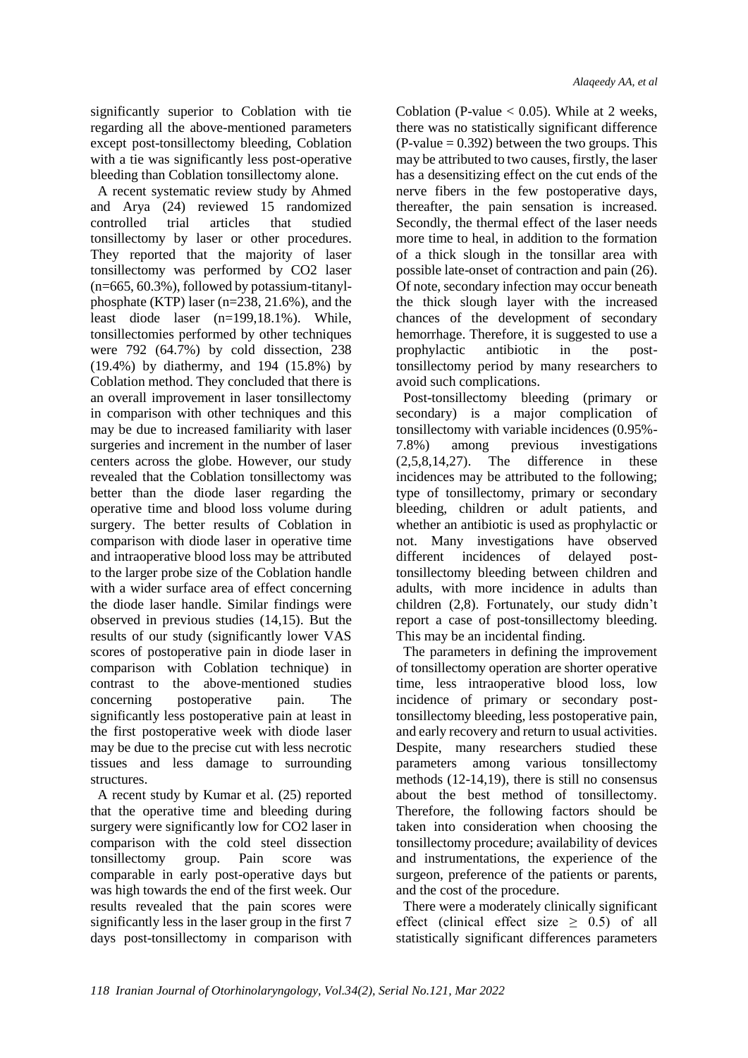significantly superior to Coblation with tie regarding all the above-mentioned parameters except post-tonsillectomy bleeding, Coblation with a tie was significantly less post-operative bleeding than Coblation tonsillectomy alone.

A recent systematic review study by Ahmed and Arya (24) reviewed 15 randomized controlled trial articles that studied tonsillectomy by laser or other procedures. They reported that the majority of laser tonsillectomy was performed by $CO_2$ laser (n=665, 60.3%), followed by potassium-titanyl-phosphate (KTP) laser (n=238, 21.6%), and the least diode laser (n=199,18.1%). While, tonsillectomies performed by other techniques were 792 (64.7%) by cold dissection, 238 (19.4%) by diathermy, and 194 (15.8%) by Coblation method. They concluded that there is an overall improvement in laser tonsillectomy in comparison with other techniques and this may be due to increased familiarity with laser surgeries and increment in the number of laser centers across the globe. However, our study revealed that the Coblation tonsillectomy was better than the diode laser regarding the operative time and blood loss volume during surgery. The better results of Coblation in comparison with diode laser in operative time and intraoperative blood loss may be attributed to the larger probe size of the Coblation handle with a wider surface area of effect concerning the diode laser handle. Similar findings were observed in previous studies (14,15). But the results of our study (significantly lower VAS scores of postoperative pain in diode laser in comparison with Coblation technique) in contrast to the above-mentioned studies concerning postoperative pain. The significantly less postoperative pain at least in the first postoperative week with diode laser may be due to the precise cut with less necrotic tissues and less damage to surrounding structures.

A recent study by Kumar et al. (25) reported that the operative time and bleeding during surgery were significantly low for $CO_2$ laser in comparison with the cold steel dissection tonsillectomy group. Pain score was comparable in early post-operative days but was high towards the end of the first week. Our results revealed that the pain scores were significantly less in the laser group in the first 7 days post-tonsillectomy in comparison with Coblation ($P\text{-value} < 0.05$). While at 2 weeks, there was no statistically significant difference ($P\text{-value} = 0.392$) between the two groups. This may be attributed to two causes, firstly, the laser has a desensitizing effect on the cut ends of the nerve fibers in the few postoperative days, thereafter, the pain sensation is increased. Secondly, the thermal effect of the laser needs more time to heal, in addition to the formation of a thick slough in the tonsillar area with possible late-onset of contraction and pain (26). Of note, secondary infection may occur beneath the thick slough layer with the increased chances of the development of secondary hemorrhage. Therefore, it is suggested to use a prophylactic antibiotic in the post-tonsillectomy period by many researchers to avoid such complications.

Post-tonsillectomy bleeding (primary or secondary) is a major complication of tonsillectomy with variable incidences (0.95%-7.8%) among previous investigations (2,5,8,14,27). The difference in these incidences may be attributed to the following; type of tonsillectomy, primary or secondary bleeding, children or adult patients, and whether an antibiotic is used as prophylactic or not. Many investigations have observed different incidences of delayed post-tonsillectomy bleeding between children and adults, with more incidence in adults than children (2,8). Fortunately, our study didn't report a case of post-tonsillectomy bleeding. This may be an incidental finding.

The parameters in defining the improvement of tonsillectomy operation are shorter operative time, less intraoperative blood loss, low incidence of primary or secondary post-tonsillectomy bleeding, less postoperative pain, and early recovery and return to usual activities. Despite, many researchers studied these parameters among various tonsillectomy methods (12-14,19), there is still no consensus about the best method of tonsillectomy. Therefore, the following factors should be taken into consideration when choosing the tonsillectomy procedure; availability of devices and instrumentations, the experience of the surgeon, preference of the patients or parents, and the cost of the procedure.

There were a moderately clinically significant effect (clinical effect size $\geq 0.5$) of all statistically significant differences parameters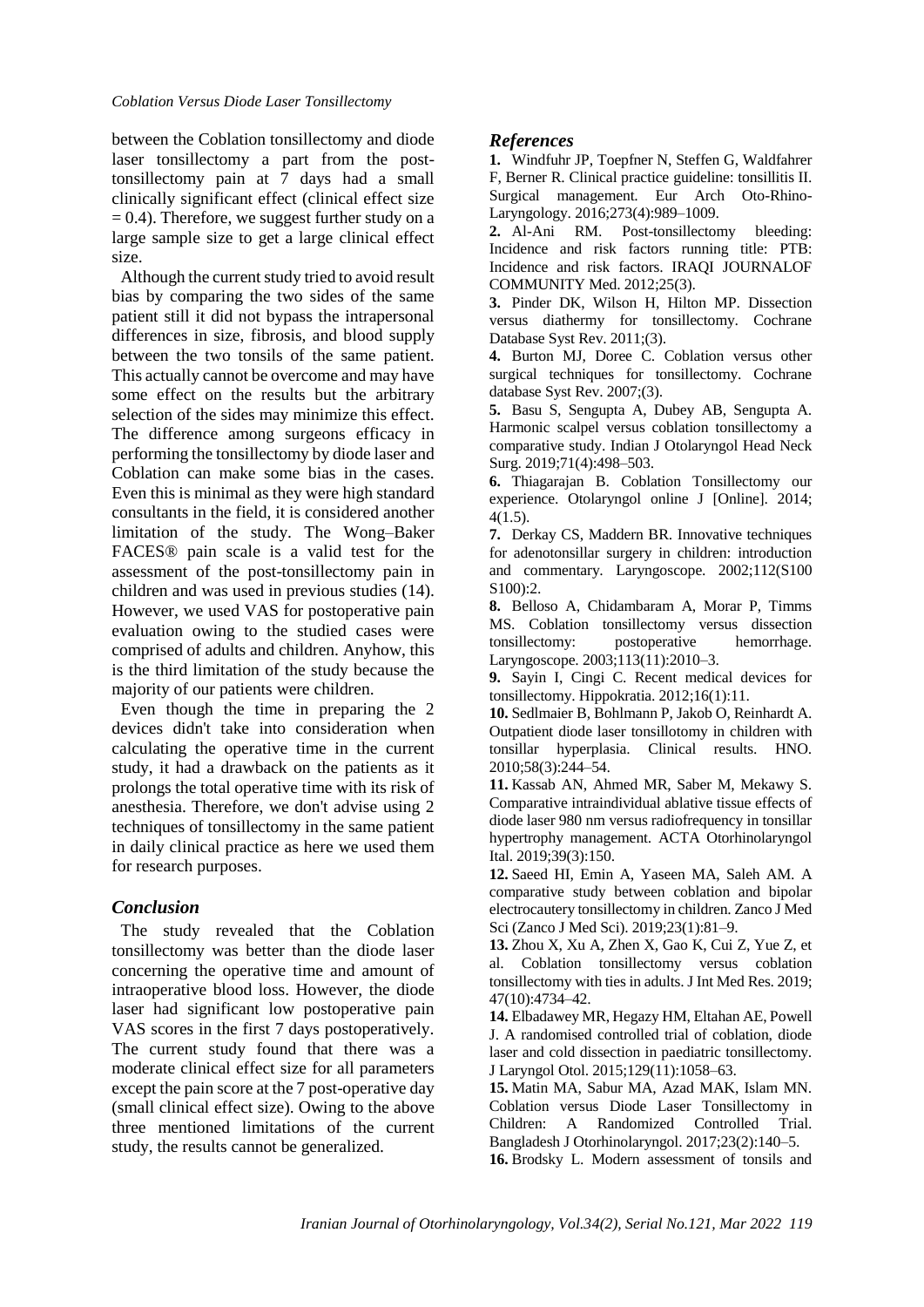between the Coblation tonsillectomy and diode laser tonsillectomy a part from the post-tonsillectomy pain at 7 days had a small clinically significant effect (clinical effect size = 0.4). Therefore, we suggest further study on a large sample size to get a large clinical effect size.

Although the current study tried to avoid result bias by comparing the two sides of the same patient still it did not bypass the intrapersonal differences in size, fibrosis, and blood supply between the two tonsils of the same patient. This actually cannot be overcome and may have some effect on the results but the arbitrary selection of the sides may minimize this effect. The difference among surgeons efficacy in performing the tonsillectomy by diode laser and Coblation can make some bias in the cases. Even this is minimal as they were high standard consultants in the field, it is considered another limitation of the study. The Wong–Baker FACES® pain scale is a valid test for the assessment of the post-tonsillectomy pain in children and was used in previous studies (14). However, we used VAS for postoperative pain evaluation owing to the studied cases were comprised of adults and children. Anyhow, this is the third limitation of the study because the majority of our patients were children.

Even though the time in preparing the 2 devices didn't take into consideration when calculating the operative time in the current study, it had a drawback on the patients as it prolongs the total operative time with its risk of anesthesia. Therefore, we don't advise using 2 techniques of tonsillectomy in the same patient in daily clinical practice as here we used them for research purposes.

## *Conclusion*

The study revealed that the Coblation tonsillectomy was better than the diode laser concerning the operative time and amount of intraoperative blood loss. However, the diode laser had significant low postoperative pain VAS scores in the first 7 days postoperatively. The current study found that there was a moderate clinical effect size for all parameters except the pain score at the 7 post-operative day (small clinical effect size). Owing to the above three mentioned limitations of the current study, the results cannot be generalized.

## *References*

**1.** Windfuhr JP, Toepfner N, Steffen G, Waldfahrer F, Berner R. Clinical practice guideline: tonsillitis II. Surgical management. Eur Arch Oto-Rhino-Laryngology. 2016;273(4):989–1009.

**2.** Al-Ani RM. Post-tonsillectomy bleeding: Incidence and risk factors running title: PTB: Incidence and risk factors. IRAQI JOURNALOF COMMUNITY Med. 2012;25(3).

**3.** Pinder DK, Wilson H, Hilton MP. Dissection versus diathermy for tonsillectomy. Cochrane Database Syst Rev. 2011;(3).

**4.** Burton MJ, Doree C. Coblation versus other surgical techniques for tonsillectomy. Cochrane database Syst Rev. 2007;(3).

**5.** Basu S, Sengupta A, Dubey AB, Sengupta A. Harmonic scalpel versus coblation tonsillectomy a comparative study. Indian J Otolaryngol Head Neck Surg. 2019;71(4):498–503.

**6.** Thiagarajan B. Coblation Tonsillectomy our experience. Otolaryngol online J [Online]. 2014; 4(1.5).

**7.** Derkay CS, Maddern BR. Innovative techniques for adenotonsillar surgery in children: introduction and commentary. Laryngoscope. 2002;112(S100 S100):2.

**8.** Belloso A, Chidambaram A, Morar P, Timms MS. Coblation tonsillectomy versus dissection tonsillectomy: postoperative hemorrhage. Laryngoscope. 2003;113(11):2010–3.

**9.** Sayin I, Cingi C. Recent medical devices for tonsillectomy. Hippokratia. 2012;16(1):11.

**10.** Sedlmaier B, Bohlmann P, Jakob O, Reinhardt A. Outpatient diode laser tonsillotomy in children with tonsillar hyperplasia. Clinical results. HNO. 2010;58(3):244–54.

**11.** Kassab AN, Ahmed MR, Saber M, Mekawy S. Comparative intraindividual ablative tissue effects of diode laser 980 nm versus radiofrequency in tonsillar hypertrophy management. ACTA Otorhinolaryngol Ital. 2019;39(3):150.

**12.** Saeed HI, Emin A, Yaseen MA, Saleh AM. A comparative study between coblation and bipolar electrocautery tonsillectomy in children. Zanco J Med Sci (Zanco J Med Sci). 2019;23(1):81–9.

**13.** Zhou X, Xu A, Zhen X, Gao K, Cui Z, Yue Z, et al. Coblation tonsillectomy versus coblation tonsillectomy with ties in adults. J Int Med Res. 2019; 47(10):4734–42.

**14.** Elbadawey MR, Hegazy HM, Eltahan AE, Powell J. A randomised controlled trial of coblation, diode laser and cold dissection in paediatric tonsillectomy. J Laryngol Otol. 2015;129(11):1058–63.

**15.** Matin MA, Sabur MA, Azad MAK, Islam MN. Coblation versus Diode Laser Tonsillectomy in Children: A Randomized Controlled Trial. Bangladesh J Otorhinolaryngol. 2017;23(2):140–5.

**16.** Brodsky L. Modern assessment of tonsils and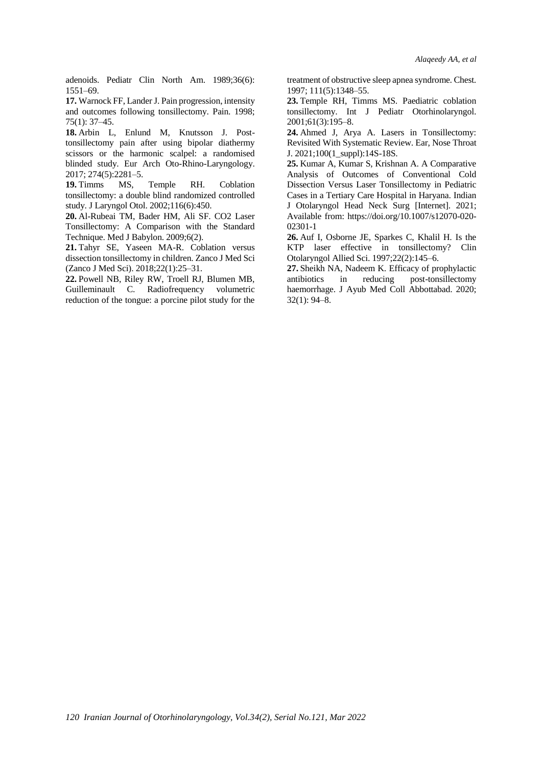adenoids. Pediatr Clin North Am. 1989;36(6): 1551–69.

**17.** Warnock FF, Lander J. Pain progression, intensity and outcomes following tonsillectomy. Pain. 1998; 75(1): 37–45.

**18.** Arbin L, Enlund M, Knutsson J. Post-tonsillectomy pain after using bipolar diathermy scissors or the harmonic scalpel: a randomised blinded study. Eur Arch Oto-Rhino-Laryngology. 2017; 274(5):2281–5.

**19.** Timms MS, Temple RH. Coblation tonsillectomy: a double blind randomized controlled study. J Laryngol Otol. 2002;116(6):450.

**20.** Al-Rubeai TM, Bader HM, Ali SF. CO2 Laser Tonsillectomy: A Comparison with the Standard Technique. Med J Babylon. 2009;6(2).

**21.** Tahyr SE, Yaseen MA-R. Coblation versus dissection tonsillectomy in children. Zanco J Med Sci (Zanco J Med Sci). 2018;22(1):25–31.

**22.** Powell NB, Riley RW, Troell RJ, Blumen MB, Guilleminault C. Radiofrequency volumetric reduction of the tongue: a porcine pilot study for the treatment of obstructive sleep apnea syndrome. Chest. 1997; 111(5):1348–55.

**23.** Temple RH, Timms MS. Paediatric coblation tonsillectomy. Int J Pediatr Otorhinolaryngol. 2001;61(3):195–8.

**24.** Ahmed J, Arya A. Lasers in Tonsillectomy: Revisited With Systematic Review. Ear, Nose Throat J. 2021;100(1_suppl):14S-18S.

**25.** Kumar A, Kumar S, Krishnan A. A Comparative Analysis of Outcomes of Conventional Cold Dissection Versus Laser Tonsillectomy in Pediatric Cases in a Tertiary Care Hospital in Haryana. Indian J Otolaryngol Head Neck Surg [Internet]. 2021; Available from: https://doi.org/10.1007/s12070-020-02301-1

**26.** Auf I, Osborne JE, Sparkes C, Khalil H. Is the KTP laser effective in tonsillectomy? Clin Otolaryngol Allied Sci. 1997;22(2):145–6.

**27.** Sheikh NA, Nadeem K. Efficacy of prophylactic antibiotics in reducing post-tonsillectomy haemorrhage. J Ayub Med Coll Abbottabad. 2020; 32(1): 94–8.